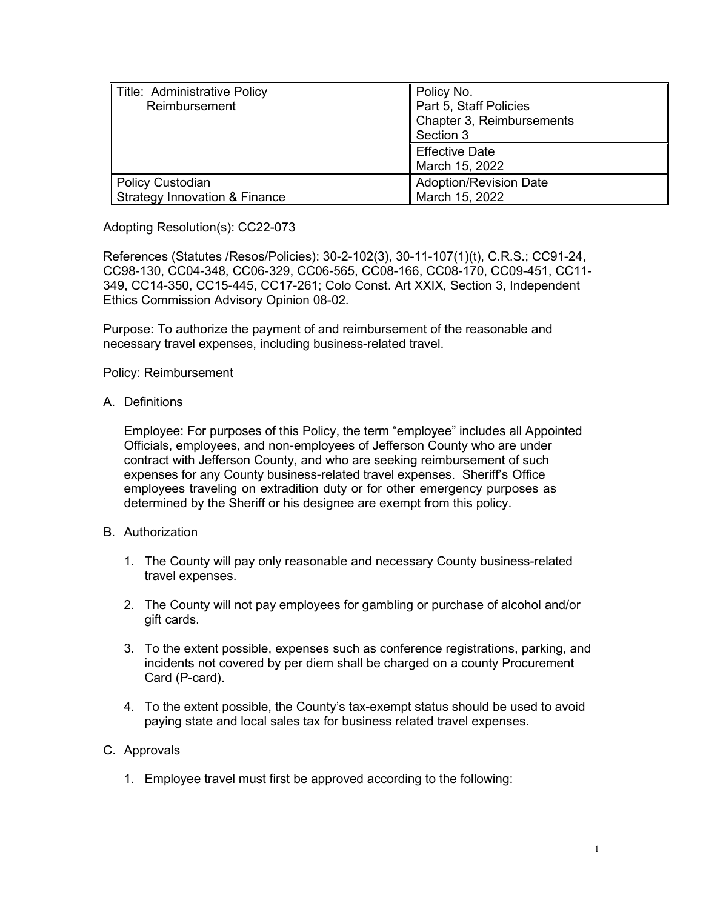| Title: Administrative Policy Reimbursement | Policy No. Part 5, Staff Policies Chapter 3, Reimbursements Section 3 |
| --- | --- |
| | Effective Date March 15, 2022 |
| Policy Custodian Strategy Innovation & Finance | Adoption/Revision Date March 15, 2022 |

Adopting Resolution(s): CC22-073

References (Statutes /Resos/Policies): 30-2-102(3), 30-11-107(1)(t), C.R.S.; CC91-24, CC98-130, CC04-348, CC06-329, CC06-565, CC08-166, CC08-170, CC09-451, CC11-349, CC14-350, CC15-445, CC17-261; Colo Const. Art XXIX, Section 3, Independent Ethics Commission Advisory Opinion 08-02.

Purpose: To authorize the payment of and reimbursement of the reasonable and necessary travel expenses, including business-related travel.

Policy: Reimbursement

A. Definitions

   Employee: For purposes of this Policy, the term "employee" includes all Appointed Officials, employees, and non-employees of Jefferson County who are under contract with Jefferson County, and who are seeking reimbursement of such expenses for any County business-related travel expenses. Sheriff's Office employees traveling on extradition duty or for other emergency purposes as determined by the Sheriff or his designee are exempt from this policy.

B. Authorization

   1. The County will pay only reasonable and necessary County business-related travel expenses.

   2. The County will not pay employees for gambling or purchase of alcohol and/or gift cards.

   3. To the extent possible, expenses such as conference registrations, parking, and incidents not covered by per diem shall be charged on a county Procurement Card (P-card).

   4. To the extent possible, the County's tax-exempt status should be used to avoid paying state and local sales tax for business related travel expenses.

C. Approvals

   1. Employee travel must first be approved according to the following: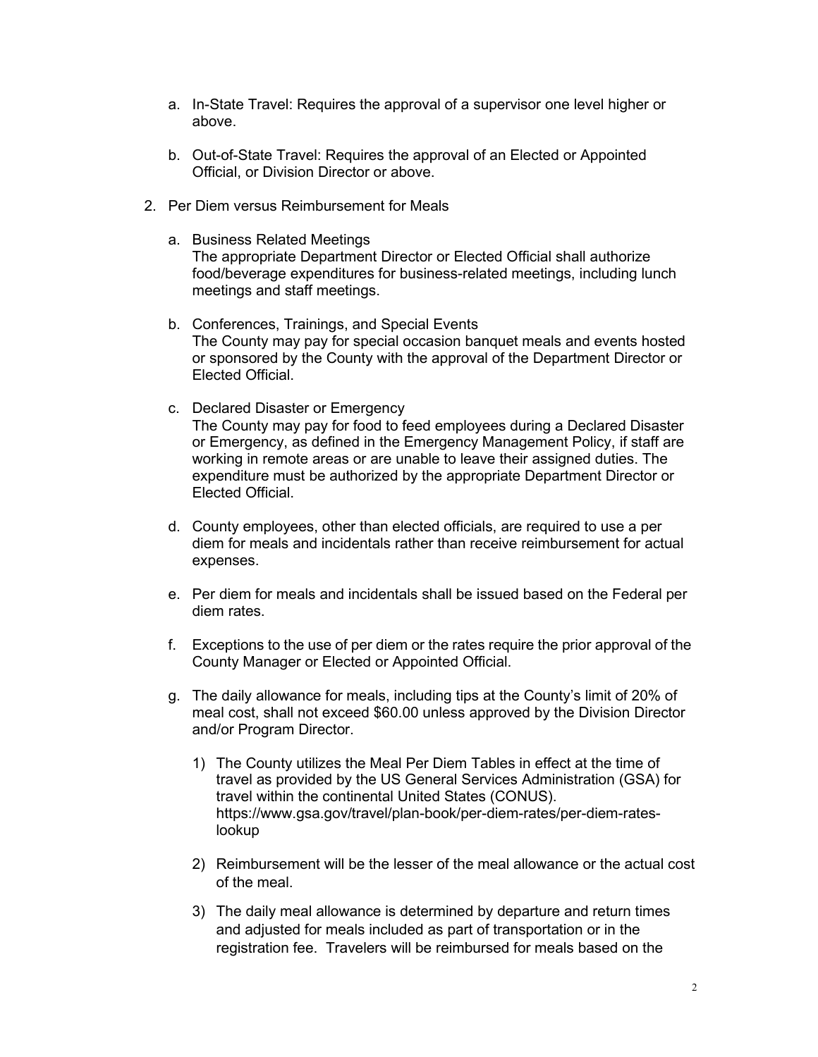a. In-State Travel: Requires the approval of a supervisor one level higher or above.

b. Out-of-State Travel: Requires the approval of an Elected or Appointed Official, or Division Director or above.

2. Per Diem versus Reimbursement for Meals

   a. Business Related Meetings
   The appropriate Department Director or Elected Official shall authorize food/beverage expenditures for business-related meetings, including lunch meetings and staff meetings.

   b. Conferences, Trainings, and Special Events
   The County may pay for special occasion banquet meals and events hosted or sponsored by the County with the approval of the Department Director or Elected Official.

   c. Declared Disaster or Emergency
   The County may pay for food to feed employees during a Declared Disaster or Emergency, as defined in the Emergency Management Policy, if staff are working in remote areas or are unable to leave their assigned duties. The expenditure must be authorized by the appropriate Department Director or Elected Official.

   d. County employees, other than elected officials, are required to use a per diem for meals and incidentals rather than receive reimbursement for actual expenses.

   e. Per diem for meals and incidentals shall be issued based on the Federal per diem rates.

   f. Exceptions to the use of per diem or the rates require the prior approval of the County Manager or Elected or Appointed Official.

   g. The daily allowance for meals, including tips at the County's limit of 20% of meal cost, shall not exceed $60.00 unless approved by the Division Director and/or Program Director.

      1) The County utilizes the Meal Per Diem Tables in effect at the time of travel as provided by the US General Services Administration (GSA) for travel within the continental United States (CONUS). https://www.gsa.gov/travel/plan-book/per-diem-rates/per-diem-rates-lookup

      2) Reimbursement will be the lesser of the meal allowance or the actual cost of the meal.

      3) The daily meal allowance is determined by departure and return times and adjusted for meals included as part of transportation or in the registration fee. Travelers will be reimbursed for meals based on the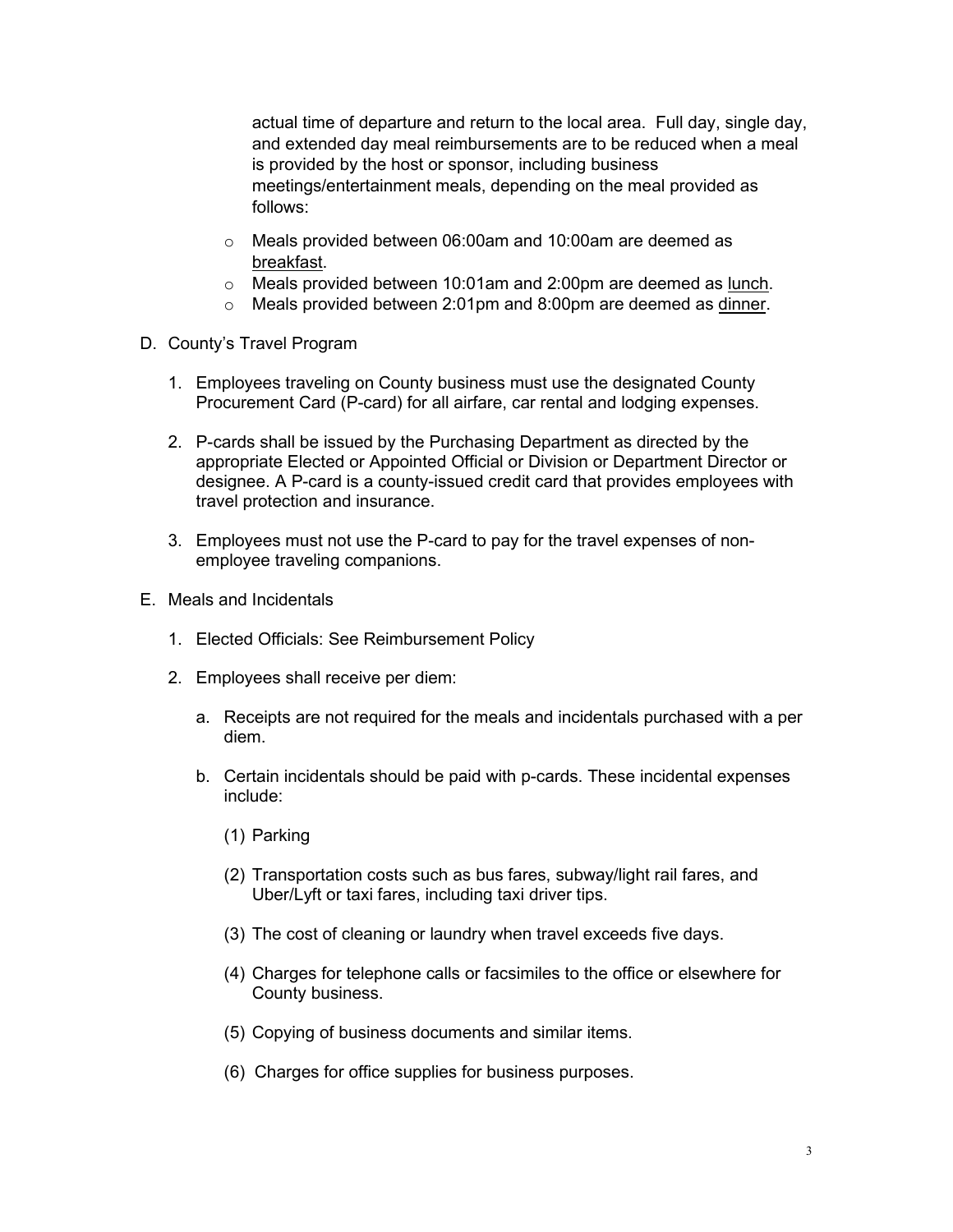actual time of departure and return to the local area. Full day, single day, and extended day meal reimbursements are to be reduced when a meal is provided by the host or sponsor, including business meetings/entertainment meals, depending on the meal provided as follows:

- Meals provided between 06:00am and 10:00am are deemed as <u>breakfast</u>.
- Meals provided between 10:01am and 2:00pm are deemed as <u>lunch</u>.
- Meals provided between 2:01pm and 8:00pm are deemed as <u>dinner</u>.

D. County's Travel Program

1. Employees traveling on County business must use the designated County Procurement Card (P-card) for all airfare, car rental and lodging expenses.

2. P-cards shall be issued by the Purchasing Department as directed by the appropriate Elected or Appointed Official or Division or Department Director or designee. A P-card is a county-issued credit card that provides employees with travel protection and insurance.

3. Employees must not use the P-card to pay for the travel expenses of non-employee traveling companions.

E. Meals and Incidentals

1. Elected Officials: See Reimbursement Policy

2. Employees shall receive per diem:

   a. Receipts are not required for the meals and incidentals purchased with a per diem.

   b. Certain incidentals should be paid with p-cards. These incidental expenses include:

      (1) Parking

      (2) Transportation costs such as bus fares, subway/light rail fares, and Uber/Lyft or taxi fares, including taxi driver tips.

      (3) The cost of cleaning or laundry when travel exceeds five days.

      (4) Charges for telephone calls or facsimiles to the office or elsewhere for County business.

      (5) Copying of business documents and similar items.

      (6) Charges for office supplies for business purposes.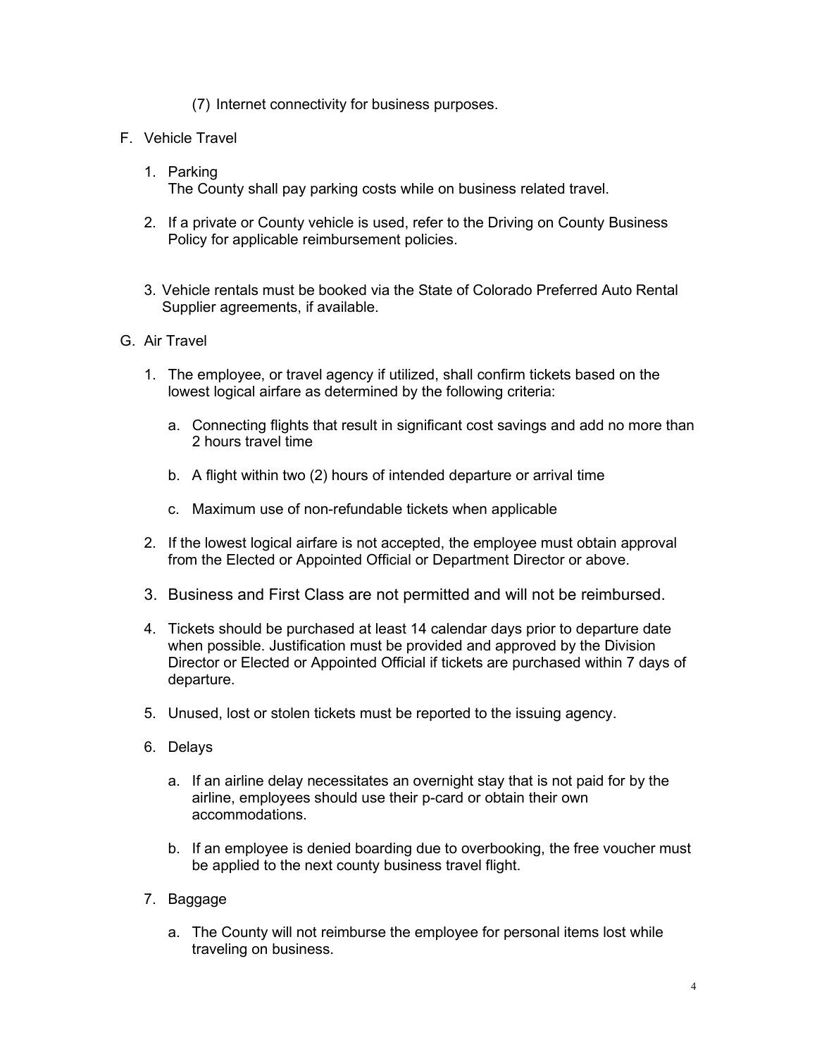(7) Internet connectivity for business purposes.

F. Vehicle Travel

1. Parking
   The County shall pay parking costs while on business related travel.

2. If a private or County vehicle is used, refer to the Driving on County Business Policy for applicable reimbursement policies.

3. Vehicle rentals must be booked via the State of Colorado Preferred Auto Rental Supplier agreements, if available.

G. Air Travel

1. The employee, or travel agency if utilized, shall confirm tickets based on the lowest logical airfare as determined by the following criteria:

   a. Connecting flights that result in significant cost savings and add no more than 2 hours travel time

   b. A flight within two (2) hours of intended departure or arrival time

   c. Maximum use of non-refundable tickets when applicable

2. If the lowest logical airfare is not accepted, the employee must obtain approval from the Elected or Appointed Official or Department Director or above.

3. Business and First Class are not permitted and will not be reimbursed.

4. Tickets should be purchased at least 14 calendar days prior to departure date when possible. Justification must be provided and approved by the Division Director or Elected or Appointed Official if tickets are purchased within 7 days of departure.

5. Unused, lost or stolen tickets must be reported to the issuing agency.

6. Delays

   a. If an airline delay necessitates an overnight stay that is not paid for by the airline, employees should use their p-card or obtain their own accommodations.

   b. If an employee is denied boarding due to overbooking, the free voucher must be applied to the next county business travel flight.

7. Baggage

   a. The County will not reimburse the employee for personal items lost while traveling on business.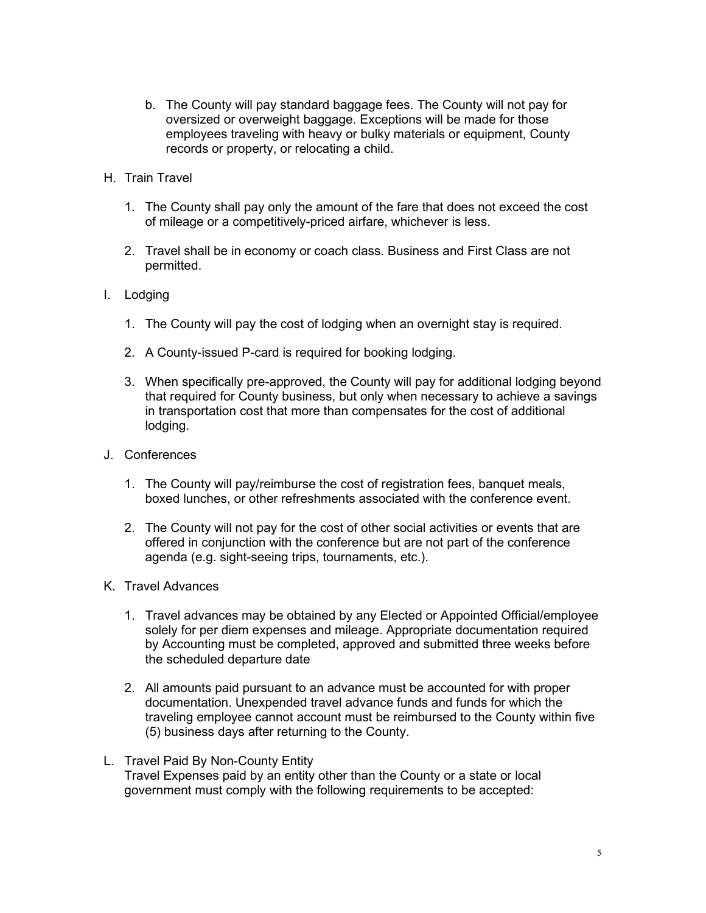b. The County will pay standard baggage fees. The County will not pay for oversized or overweight baggage. Exceptions will be made for those employees traveling with heavy or bulky materials or equipment, County records or property, or relocating a child.

H. Train Travel

1. The County shall pay only the amount of the fare that does not exceed the cost of mileage or a competitively-priced airfare, whichever is less.

2. Travel shall be in economy or coach class. Business and First Class are not permitted.

I. Lodging

1. The County will pay the cost of lodging when an overnight stay is required.

2. A County-issued P-card is required for booking lodging.

3. When specifically pre-approved, the County will pay for additional lodging beyond that required for County business, but only when necessary to achieve a savings in transportation cost that more than compensates for the cost of additional lodging.

J. Conferences

1. The County will pay/reimburse the cost of registration fees, banquet meals, boxed lunches, or other refreshments associated with the conference event.

2. The County will not pay for the cost of other social activities or events that are offered in conjunction with the conference but are not part of the conference agenda (e.g. sight-seeing trips, tournaments, etc.).

K. Travel Advances

1. Travel advances may be obtained by any Elected or Appointed Official/employee solely for per diem expenses and mileage. Appropriate documentation required by Accounting must be completed, approved and submitted three weeks before the scheduled departure date

2. All amounts paid pursuant to an advance must be accounted for with proper documentation. Unexpended travel advance funds and funds for which the traveling employee cannot account must be reimbursed to the County within five (5) business days after returning to the County.

L. Travel Paid By Non-County Entity

Travel Expenses paid by an entity other than the County or a state or local government must comply with the following requirements to be accepted: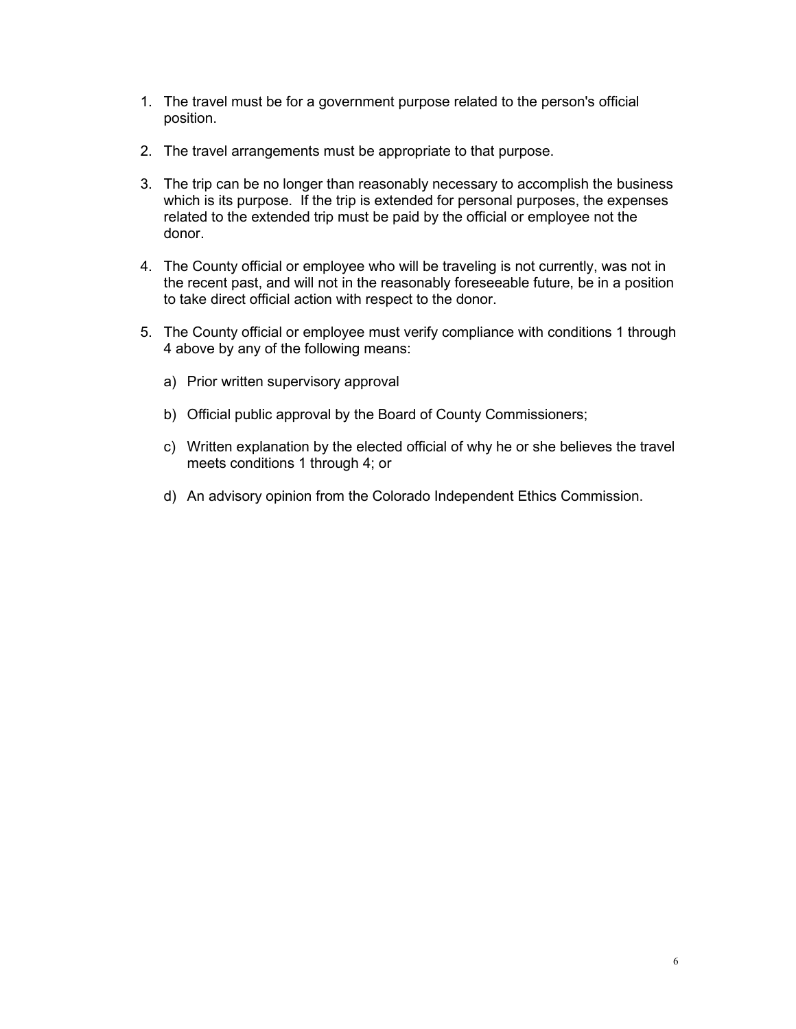1. The travel must be for a government purpose related to the person's official position.

2. The travel arrangements must be appropriate to that purpose.

3. The trip can be no longer than reasonably necessary to accomplish the business which is its purpose. If the trip is extended for personal purposes, the expenses related to the extended trip must be paid by the official or employee not the donor.

4. The County official or employee who will be traveling is not currently, was not in the recent past, and will not in the reasonably foreseeable future, be in a position to take direct official action with respect to the donor.

5. The County official or employee must verify compliance with conditions 1 through 4 above by any of the following means:

   a) Prior written supervisory approval

   b) Official public approval by the Board of County Commissioners;

   c) Written explanation by the elected official of why he or she believes the travel meets conditions 1 through 4; or

   d) An advisory opinion from the Colorado Independent Ethics Commission.